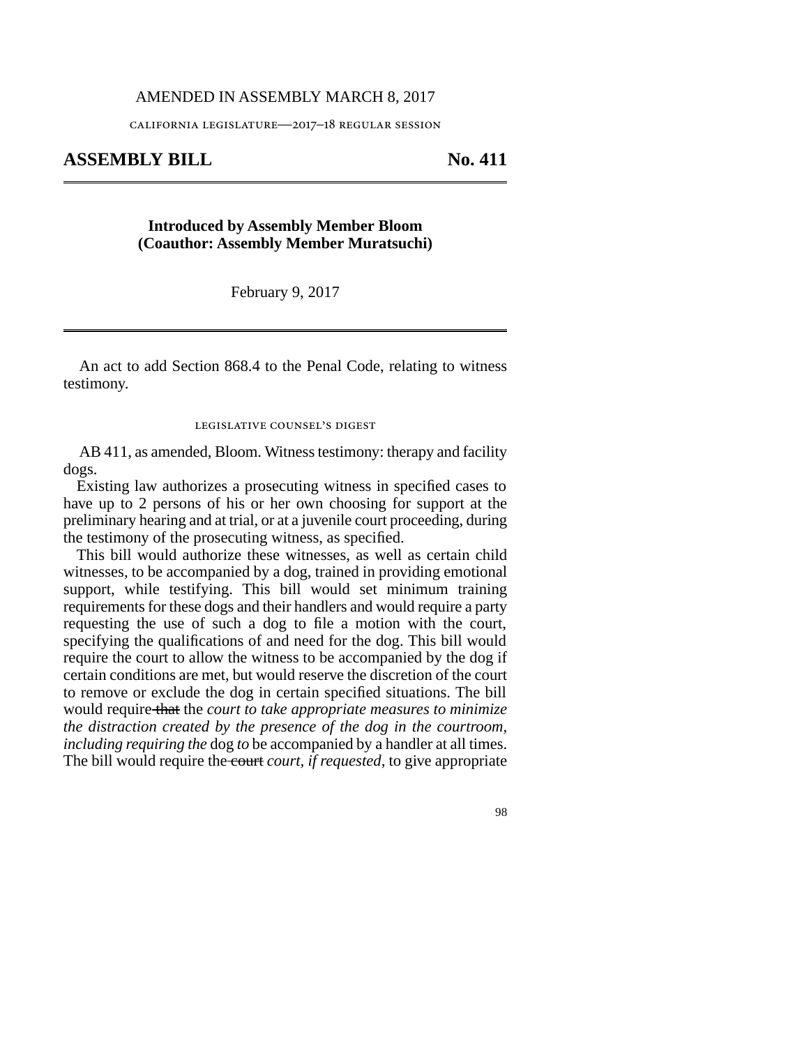AMENDED IN ASSEMBLY MARCH 8, 2017

CALIFORNIA LEGISLATURE—2017–18 REGULAR SESSION

# ASSEMBLY BILL No. 411

**Introduced by Assembly Member Bloom**
**(Coauthor: Assembly Member Muratsuchi)**

February 9, 2017

An act to add Section 868.4 to the Penal Code, relating to witness testimony.

LEGISLATIVE COUNSEL'S DIGEST

AB 411, as amended, Bloom. Witness testimony: therapy and facility dogs.

Existing law authorizes a prosecuting witness in specified cases to have up to 2 persons of his or her own choosing for support at the preliminary hearing and at trial, or at a juvenile court proceeding, during the testimony of the prosecuting witness, as specified.

This bill would authorize these witnesses, as well as certain child witnesses, to be accompanied by a dog, trained in providing emotional support, while testifying. This bill would set minimum training requirements for these dogs and their handlers and would require a party requesting the use of such a dog to file a motion with the court, specifying the qualifications of and need for the dog. This bill would require the court to allow the witness to be accompanied by the dog if certain conditions are met, but would reserve the discretion of the court to remove or exclude the dog in certain specified situations. The bill would require ~~that~~ the *court to take appropriate measures to minimize the distraction created by the presence of the dog in the courtroom, including requiring the* dog *to* be accompanied by a handler at all times. The bill would require the ~~court~~ *court, if requested,* to give appropriate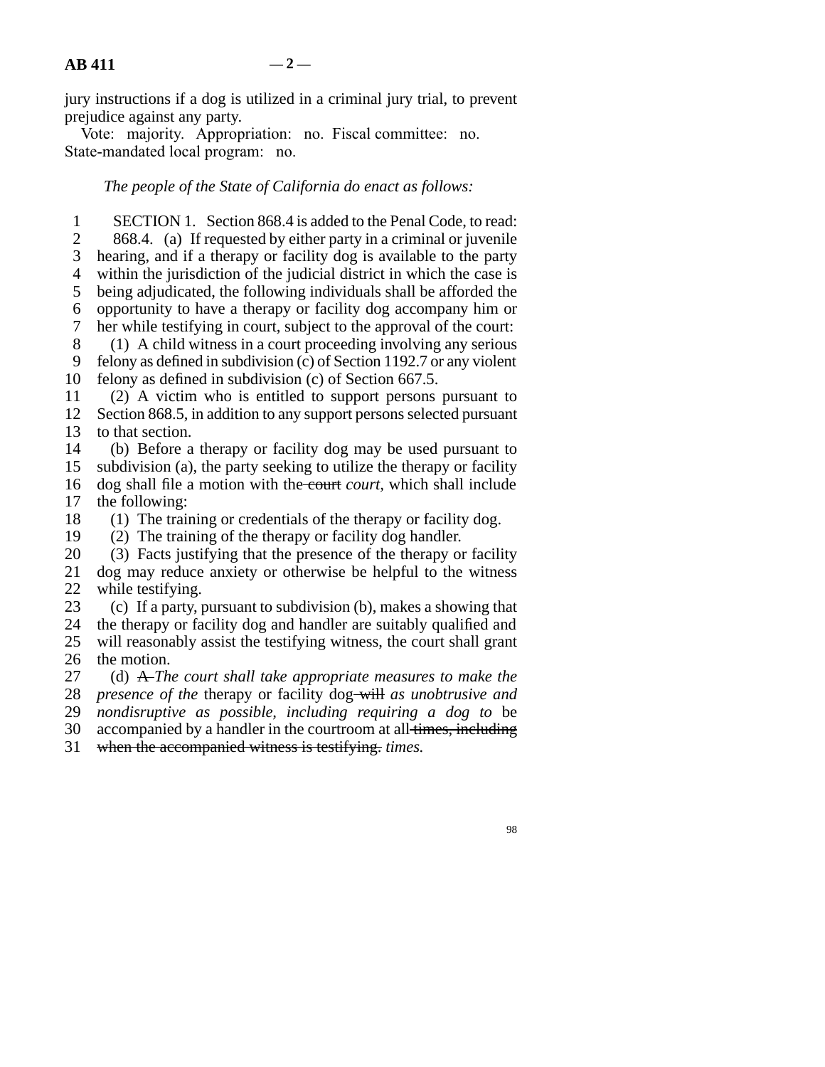jury instructions if a dog is utilized in a criminal jury trial, to prevent prejudice against any party.

Vote: majority. Appropriation: no. Fiscal committee: no. State-mandated local program: no.

*The people of the State of California do enact as follows:*

SECTION 1. Section 868.4 is added to the Penal Code, to read:

868.4. (a) If requested by either party in a criminal or juvenile hearing, and if a therapy or facility dog is available to the party within the jurisdiction of the judicial district in which the case is being adjudicated, the following individuals shall be afforded the opportunity to have a therapy or facility dog accompany him or her while testifying in court, subject to the approval of the court:

(1) A child witness in a court proceeding involving any serious felony as defined in subdivision (c) of Section 1192.7 or any violent felony as defined in subdivision (c) of Section 667.5.

(2) A victim who is entitled to support persons pursuant to Section 868.5, in addition to any support persons selected pursuant to that section.

(b) Before a therapy or facility dog may be used pursuant to subdivision (a), the party seeking to utilize the therapy or facility dog shall file a motion with the ~~court~~ *court,* which shall include the following:

(1) The training or credentials of the therapy or facility dog.

(2) The training of the therapy or facility dog handler.

(3) Facts justifying that the presence of the therapy or facility dog may reduce anxiety or otherwise be helpful to the witness while testifying.

(c) If a party, pursuant to subdivision (b), makes a showing that the therapy or facility dog and handler are suitably qualified and will reasonably assist the testifying witness, the court shall grant the motion.

(d) ~~A~~ *The court shall take appropriate measures to make the presence of the* therapy or facility dog ~~will~~ *as unobtrusive and nondisruptive as possible, including requiring a dog to* be accompanied by a handler in the courtroom at all ~~times, including when the accompanied witness is testifying.~~ *times.*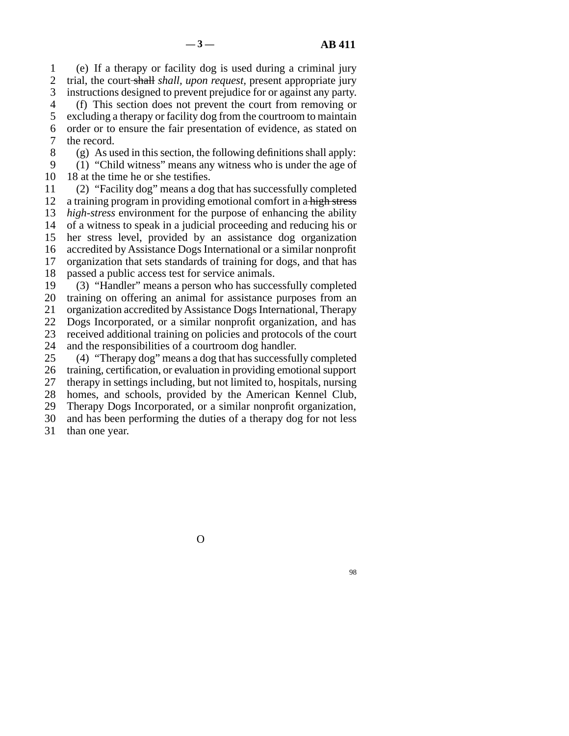(e) If a therapy or facility dog is used during a criminal jury trial, the court ~~shall~~ *shall, upon request,* present appropriate jury instructions designed to prevent prejudice for or against any party.

(f) This section does not prevent the court from removing or excluding a therapy or facility dog from the courtroom to maintain order or to ensure the fair presentation of evidence, as stated on the record.

(g) As used in this section, the following definitions shall apply:

(1) "Child witness" means any witness who is under the age of 18 at the time he or she testifies.

(2) "Facility dog" means a dog that has successfully completed a training program in providing emotional comfort in a ~~high stress~~ *high-stress* environment for the purpose of enhancing the ability of a witness to speak in a judicial proceeding and reducing his or her stress level, provided by an assistance dog organization accredited by Assistance Dogs International or a similar nonprofit organization that sets standards of training for dogs, and that has passed a public access test for service animals.

(3) "Handler" means a person who has successfully completed training on offering an animal for assistance purposes from an organization accredited by Assistance Dogs International, Therapy Dogs Incorporated, or a similar nonprofit organization, and has received additional training on policies and protocols of the court and the responsibilities of a courtroom dog handler.

(4) "Therapy dog" means a dog that has successfully completed training, certification, or evaluation in providing emotional support therapy in settings including, but not limited to, hospitals, nursing homes, and schools, provided by the American Kennel Club, Therapy Dogs Incorporated, or a similar nonprofit organization, and has been performing the duties of a therapy dog for not less than one year.

O